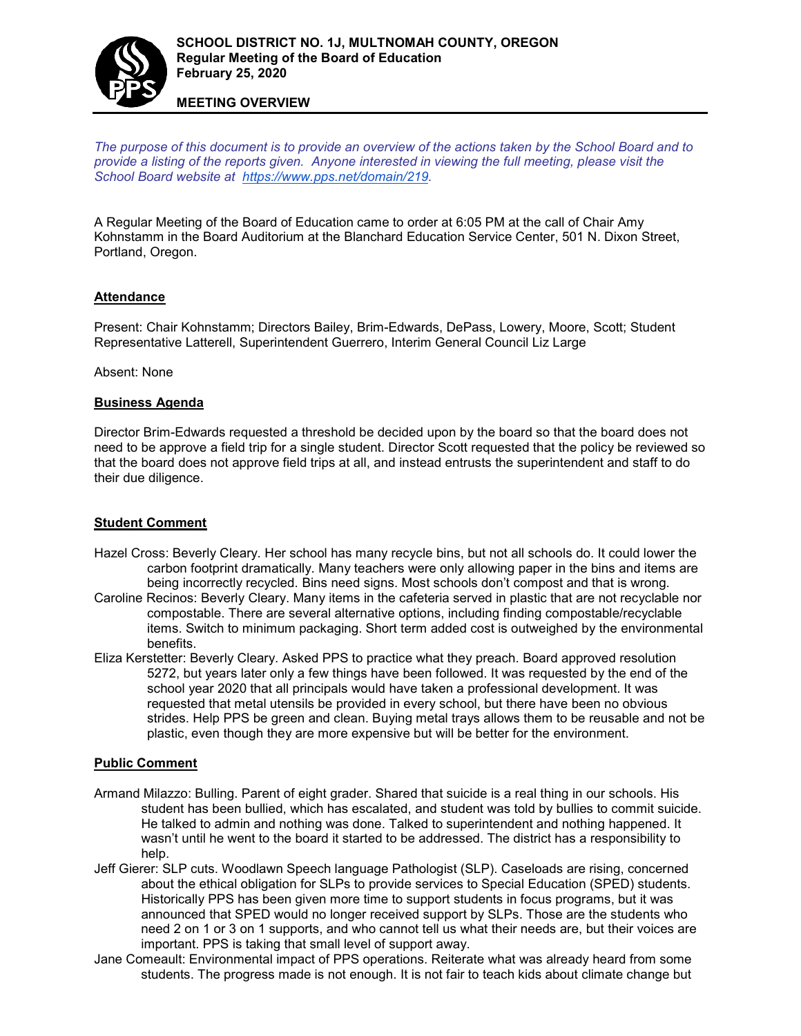**SCHOOL DISTRICT NO. 1J, MULTNOMAH COUNTY, OREGON**
**Regular Meeting of the Board of Education**
**February 25, 2020**

**MEETING OVERVIEW**

*The purpose of this document is to provide an overview of the actions taken by the School Board and to provide a listing of the reports given. Anyone interested in viewing the full meeting, please visit the School Board website at https://www.pps.net/domain/219.*

A Regular Meeting of the Board of Education came to order at 6:05 PM at the call of Chair Amy Kohnstamm in the Board Auditorium at the Blanchard Education Service Center, 501 N. Dixon Street, Portland, Oregon.

## Attendance

Present: Chair Kohnstamm; Directors Bailey, Brim-Edwards, DePass, Lowery, Moore, Scott; Student Representative Latterell, Superintendent Guerrero, Interim General Council Liz Large

Absent: None

## Business Agenda

Director Brim-Edwards requested a threshold be decided upon by the board so that the board does not need to be approve a field trip for a single student. Director Scott requested that the policy be reviewed so that the board does not approve field trips at all, and instead entrusts the superintendent and staff to do their due diligence.

## Student Comment

Hazel Cross: Beverly Cleary. Her school has many recycle bins, but not all schools do. It could lower the carbon footprint dramatically. Many teachers were only allowing paper in the bins and items are being incorrectly recycled. Bins need signs. Most schools don't compost and that is wrong.

Caroline Recinos: Beverly Cleary. Many items in the cafeteria served in plastic that are not recyclable nor compostable. There are several alternative options, including finding compostable/recyclable items. Switch to minimum packaging. Short term added cost is outweighed by the environmental benefits.

Eliza Kerstetter: Beverly Cleary. Asked PPS to practice what they preach. Board approved resolution 5272, but years later only a few things have been followed. It was requested by the end of the school year 2020 that all principals would have taken a professional development. It was requested that metal utensils be provided in every school, but there have been no obvious strides. Help PPS be green and clean. Buying metal trays allows them to be reusable and not be plastic, even though they are more expensive but will be better for the environment.

## Public Comment

Armand Milazzo: Bulling. Parent of eight grader. Shared that suicide is a real thing in our schools. His student has been bullied, which has escalated, and student was told by bullies to commit suicide. He talked to admin and nothing was done. Talked to superintendent and nothing happened. It wasn't until he went to the board it started to be addressed. The district has a responsibility to help.

Jeff Gierer: SLP cuts. Woodlawn Speech language Pathologist (SLP). Caseloads are rising, concerned about the ethical obligation for SLPs to provide services to Special Education (SPED) students. Historically PPS has been given more time to support students in focus programs, but it was announced that SPED would no longer received support by SLPs. Those are the students who need 2 on 1 or 3 on 1 supports, and who cannot tell us what their needs are, but their voices are important. PPS is taking that small level of support away.

Jane Comeault: Environmental impact of PPS operations. Reiterate what was already heard from some students. The progress made is not enough. It is not fair to teach kids about climate change but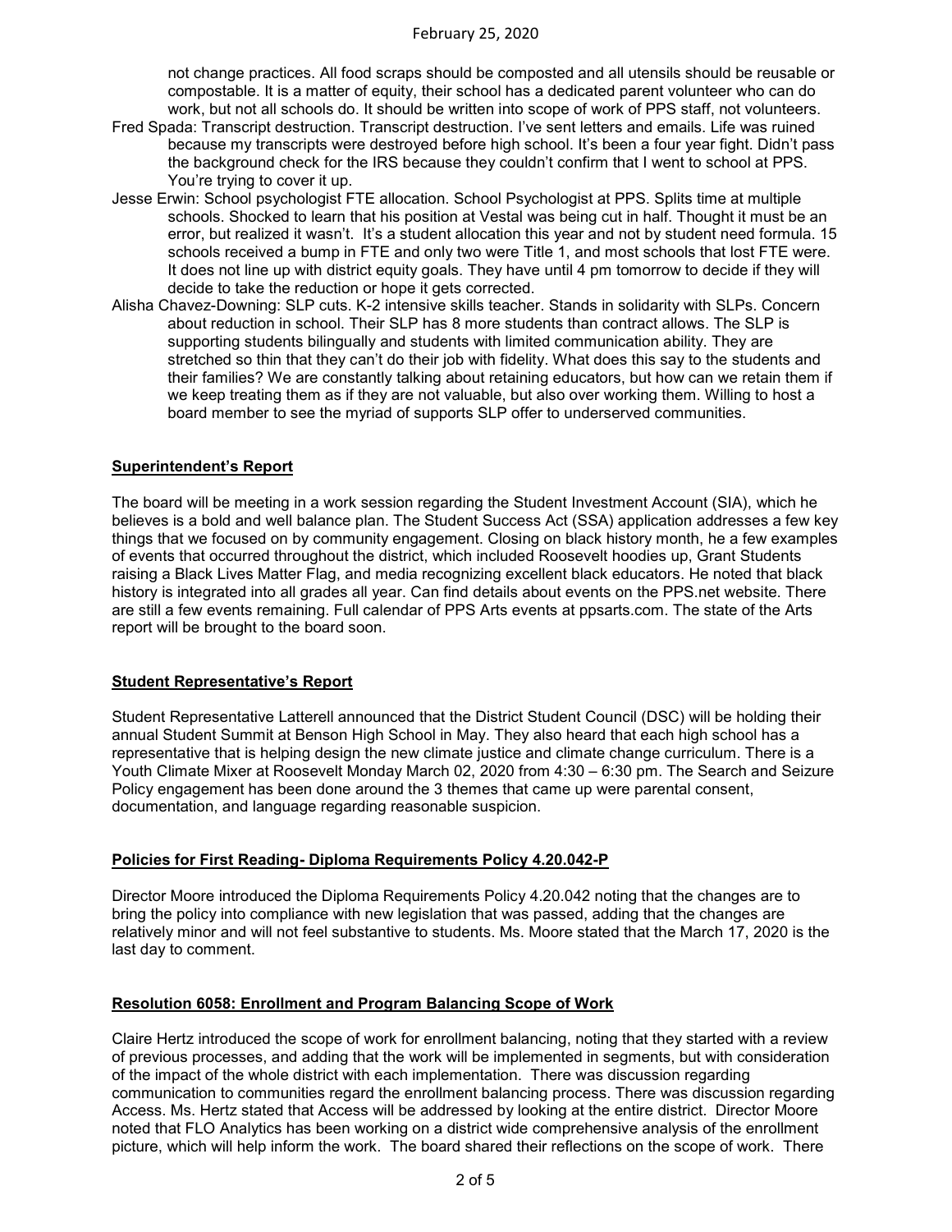not change practices. All food scraps should be composted and all utensils should be reusable or compostable. It is a matter of equity, their school has a dedicated parent volunteer who can do work, but not all schools do. It should be written into scope of work of PPS staff, not volunteers.

Fred Spada: Transcript destruction. Transcript destruction. I've sent letters and emails. Life was ruined because my transcripts were destroyed before high school. It's been a four year fight. Didn't pass the background check for the IRS because they couldn't confirm that I went to school at PPS. You're trying to cover it up.

Jesse Erwin: School psychologist FTE allocation. School Psychologist at PPS. Splits time at multiple schools. Shocked to learn that his position at Vestal was being cut in half. Thought it must be an error, but realized it wasn't. It's a student allocation this year and not by student need formula. 15 schools received a bump in FTE and only two were Title 1, and most schools that lost FTE were. It does not line up with district equity goals. They have until 4 pm tomorrow to decide if they will decide to take the reduction or hope it gets corrected.

Alisha Chavez-Downing: SLP cuts. K-2 intensive skills teacher. Stands in solidarity with SLPs. Concern about reduction in school. Their SLP has 8 more students than contract allows. The SLP is supporting students bilingually and students with limited communication ability. They are stretched so thin that they can't do their job with fidelity. What does this say to the students and their families? We are constantly talking about retaining educators, but how can we retain them if we keep treating them as if they are not valuable, but also over working them. Willing to host a board member to see the myriad of supports SLP offer to underserved communities.

## Superintendent's Report

The board will be meeting in a work session regarding the Student Investment Account (SIA), which he believes is a bold and well balance plan. The Student Success Act (SSA) application addresses a few key things that we focused on by community engagement. Closing on black history month, he a few examples of events that occurred throughout the district, which included Roosevelt hoodies up, Grant Students raising a Black Lives Matter Flag, and media recognizing excellent black educators. He noted that black history is integrated into all grades all year. Can find details about events on the PPS.net website. There are still a few events remaining. Full calendar of PPS Arts events at ppsarts.com. The state of the Arts report will be brought to the board soon.

## Student Representative's Report

Student Representative Latterell announced that the District Student Council (DSC) will be holding their annual Student Summit at Benson High School in May. They also heard that each high school has a representative that is helping design the new climate justice and climate change curriculum. There is a Youth Climate Mixer at Roosevelt Monday March 02, 2020 from 4:30 – 6:30 pm. The Search and Seizure Policy engagement has been done around the 3 themes that came up were parental consent, documentation, and language regarding reasonable suspicion.

## Policies for First Reading- Diploma Requirements Policy 4.20.042-P

Director Moore introduced the Diploma Requirements Policy 4.20.042 noting that the changes are to bring the policy into compliance with new legislation that was passed, adding that the changes are relatively minor and will not feel substantive to students. Ms. Moore stated that the March 17, 2020 is the last day to comment.

## Resolution 6058: Enrollment and Program Balancing Scope of Work

Claire Hertz introduced the scope of work for enrollment balancing, noting that they started with a review of previous processes, and adding that the work will be implemented in segments, but with consideration of the impact of the whole district with each implementation. There was discussion regarding communication to communities regard the enrollment balancing process. There was discussion regarding Access. Ms. Hertz stated that Access will be addressed by looking at the entire district. Director Moore noted that FLO Analytics has been working on a district wide comprehensive analysis of the enrollment picture, which will help inform the work. The board shared their reflections on the scope of work. There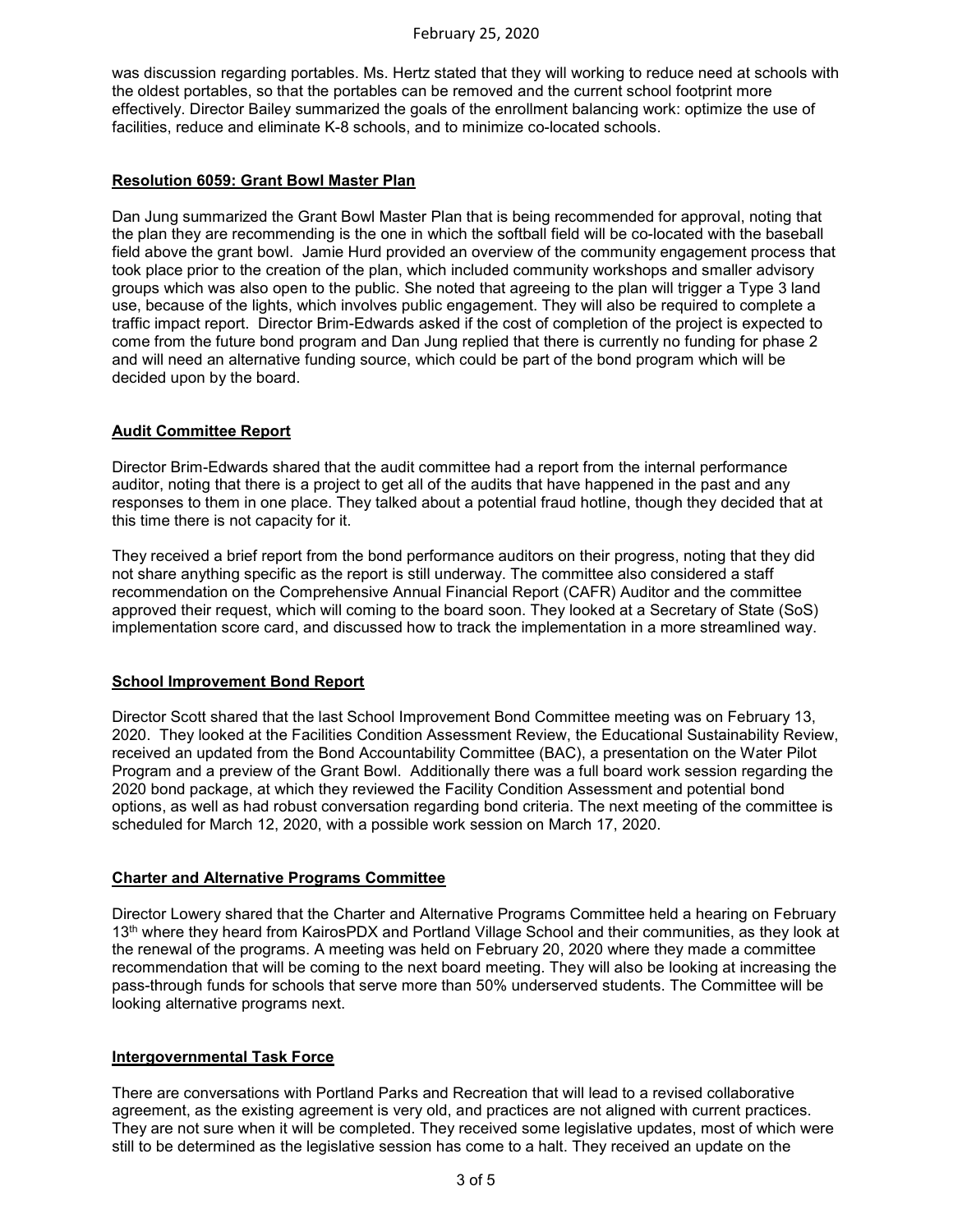was discussion regarding portables. Ms. Hertz stated that they will working to reduce need at schools with the oldest portables, so that the portables can be removed and the current school footprint more effectively. Director Bailey summarized the goals of the enrollment balancing work: optimize the use of facilities, reduce and eliminate K-8 schools, and to minimize co-located schools.

## Resolution 6059: Grant Bowl Master Plan

Dan Jung summarized the Grant Bowl Master Plan that is being recommended for approval, noting that the plan they are recommending is the one in which the softball field will be co-located with the baseball field above the grant bowl. Jamie Hurd provided an overview of the community engagement process that took place prior to the creation of the plan, which included community workshops and smaller advisory groups which was also open to the public. She noted that agreeing to the plan will trigger a Type 3 land use, because of the lights, which involves public engagement. They will also be required to complete a traffic impact report. Director Brim-Edwards asked if the cost of completion of the project is expected to come from the future bond program and Dan Jung replied that there is currently no funding for phase 2 and will need an alternative funding source, which could be part of the bond program which will be decided upon by the board.

## Audit Committee Report

Director Brim-Edwards shared that the audit committee had a report from the internal performance auditor, noting that there is a project to get all of the audits that have happened in the past and any responses to them in one place. They talked about a potential fraud hotline, though they decided that at this time there is not capacity for it.

They received a brief report from the bond performance auditors on their progress, noting that they did not share anything specific as the report is still underway. The committee also considered a staff recommendation on the Comprehensive Annual Financial Report (CAFR) Auditor and the committee approved their request, which will coming to the board soon. They looked at a Secretary of State (SoS) implementation score card, and discussed how to track the implementation in a more streamlined way.

## School Improvement Bond Report

Director Scott shared that the last School Improvement Bond Committee meeting was on February 13, 2020. They looked at the Facilities Condition Assessment Review, the Educational Sustainability Review, received an updated from the Bond Accountability Committee (BAC), a presentation on the Water Pilot Program and a preview of the Grant Bowl. Additionally there was a full board work session regarding the 2020 bond package, at which they reviewed the Facility Condition Assessment and potential bond options, as well as had robust conversation regarding bond criteria. The next meeting of the committee is scheduled for March 12, 2020, with a possible work session on March 17, 2020.

## Charter and Alternative Programs Committee

Director Lowery shared that the Charter and Alternative Programs Committee held a hearing on February 13th where they heard from KairosPDX and Portland Village School and their communities, as they look at the renewal of the programs. A meeting was held on February 20, 2020 where they made a committee recommendation that will be coming to the next board meeting. They will also be looking at increasing the pass-through funds for schools that serve more than 50% underserved students. The Committee will be looking alternative programs next.

## Intergovernmental Task Force

There are conversations with Portland Parks and Recreation that will lead to a revised collaborative agreement, as the existing agreement is very old, and practices are not aligned with current practices. They are not sure when it will be completed. They received some legislative updates, most of which were still to be determined as the legislative session has come to a halt. They received an update on the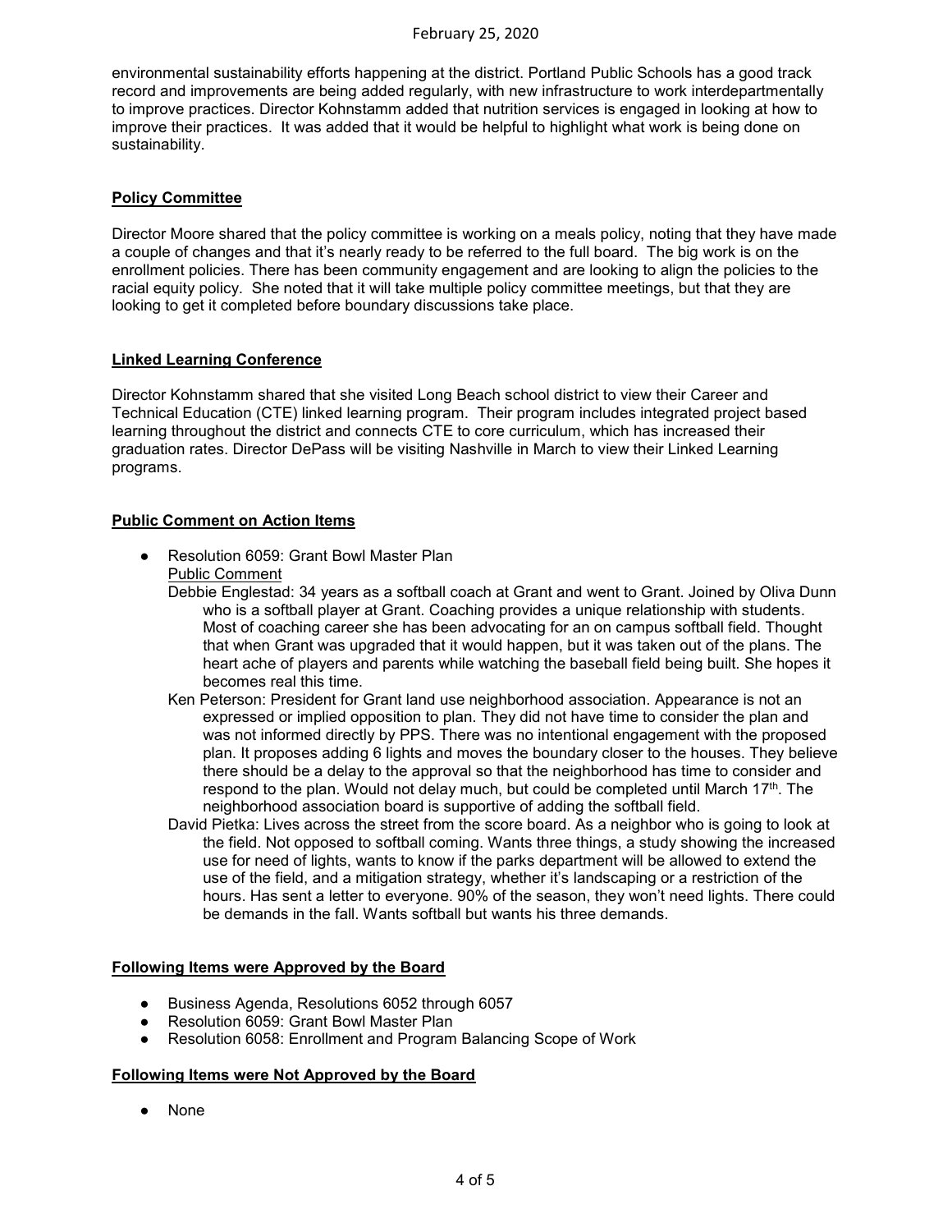environmental sustainability efforts happening at the district. Portland Public Schools has a good track record and improvements are being added regularly, with new infrastructure to work interdepartmentally to improve practices. Director Kohnstamm added that nutrition services is engaged in looking at how to improve their practices. It was added that it would be helpful to highlight what work is being done on sustainability.

**Policy Committee**

Director Moore shared that the policy committee is working on a meals policy, noting that they have made a couple of changes and that it's nearly ready to be referred to the full board. The big work is on the enrollment policies. There has been community engagement and are looking to align the policies to the racial equity policy. She noted that it will take multiple policy committee meetings, but that they are looking to get it completed before boundary discussions take place.

**Linked Learning Conference**

Director Kohnstamm shared that she visited Long Beach school district to view their Career and Technical Education (CTE) linked learning program. Their program includes integrated project based learning throughout the district and connects CTE to core curriculum, which has increased their graduation rates. Director DePass will be visiting Nashville in March to view their Linked Learning programs.

**Public Comment on Action Items**

- Resolution 6059: Grant Bowl Master Plan
  Public Comment
  Debbie Englestad: 34 years as a softball coach at Grant and went to Grant. Joined by Oliva Dunn who is a softball player at Grant. Coaching provides a unique relationship with students. Most of coaching career she has been advocating for an on campus softball field. Thought that when Grant was upgraded that it would happen, but it was taken out of the plans. The heart ache of players and parents while watching the baseball field being built. She hopes it becomes real this time.
  Ken Peterson: President for Grant land use neighborhood association. Appearance is not an expressed or implied opposition to plan. They did not have time to consider the plan and was not informed directly by PPS. There was no intentional engagement with the proposed plan. It proposes adding 6 lights and moves the boundary closer to the houses. They believe there should be a delay to the approval so that the neighborhood has time to consider and respond to the plan. Would not delay much, but could be completed until March 17th. The neighborhood association board is supportive of adding the softball field.
  David Pietka: Lives across the street from the score board. As a neighbor who is going to look at the field. Not opposed to softball coming. Wants three things, a study showing the increased use for need of lights, wants to know if the parks department will be allowed to extend the use of the field, and a mitigation strategy, whether it's landscaping or a restriction of the hours. Has sent a letter to everyone. 90% of the season, they won't need lights. There could be demands in the fall. Wants softball but wants his three demands.

**Following Items were Approved by the Board**

- Business Agenda, Resolutions 6052 through 6057
- Resolution 6059: Grant Bowl Master Plan
- Resolution 6058: Enrollment and Program Balancing Scope of Work

**Following Items were Not Approved by the Board**

- None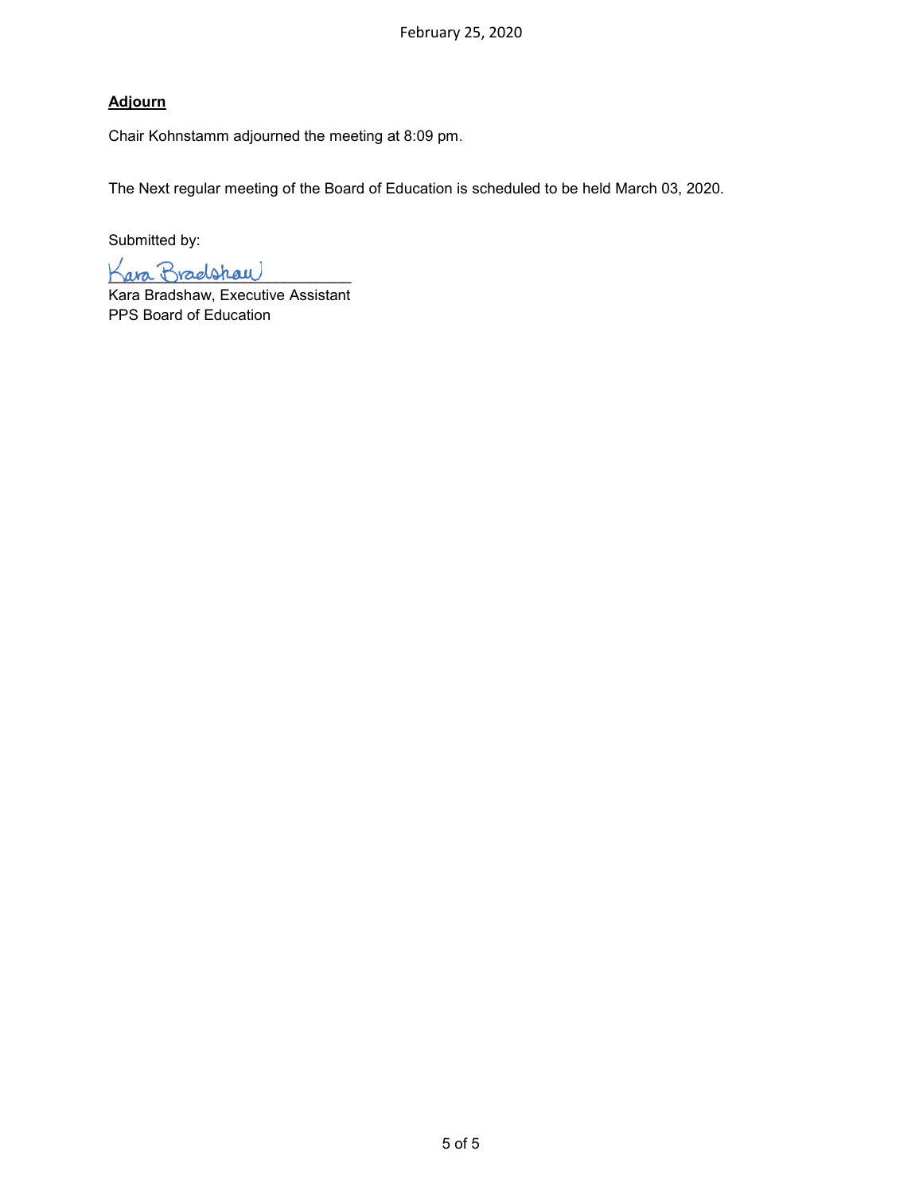**Adjourn**

Chair Kohnstamm adjourned the meeting at 8:09 pm.

The Next regular meeting of the Board of Education is scheduled to be held March 03, 2020.

Submitted by:

Kara Bradshaw

Kara Bradshaw, Executive Assistant
PPS Board of Education